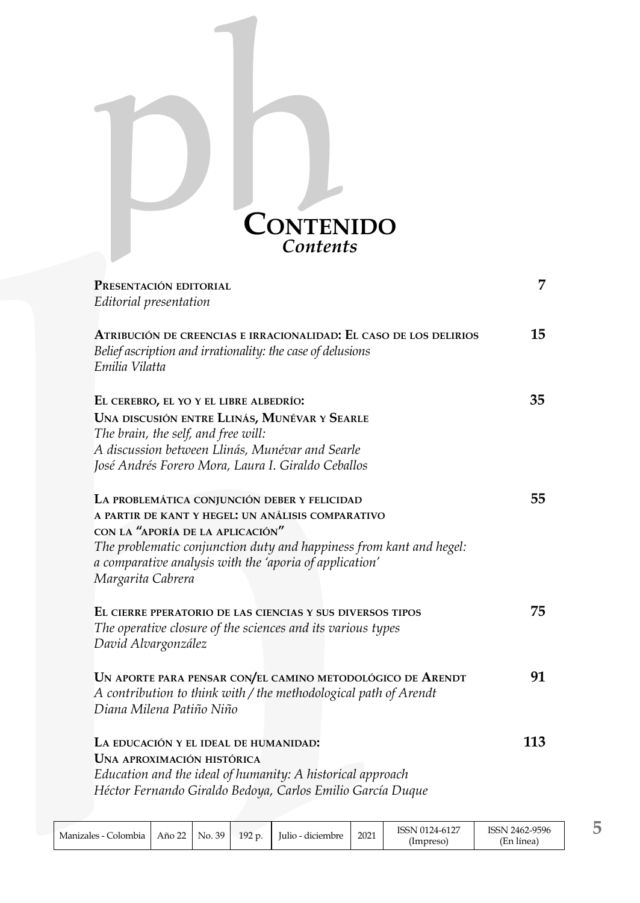# Contenido

## *Contents*

**Presentación editorial** — **7**
*Editorial presentation*

**Atribución de creencias e irracionalidad: El caso de los delirios** — **15**
*Belief ascription and irrationality: the case of delusions*
*Emilia Vilatta*

**El cerebro, el yo y el libre albedrío: Una discusión entre Llinás, Munévar y Searle** — **35**
*The brain, the self, and free will: A discussion between Llinás, Munévar and Searle*
*José Andrés Forero Mora, Laura I. Giraldo Ceballos*

**La problemática conjunción deber y felicidad a partir de Kant y Hegel: un análisis comparativo con la "aporía de la aplicación"** — **55**
*The problematic conjunction duty and happiness from kant and hegel: a comparative analysis with the 'aporia of application'*
*Margarita Cabrera*

**El cierre pperatorio de las ciencias y sus diversos tipos** — **75**
*The operative closure of the sciences and its various types*
*David Alvargonzález*

**Un aporte para pensar con/el camino metodológico de Arendt** — **91**
*A contribution to think with / the methodological path of Arendt*
*Diana Milena Patiño Niño*

**La educación y el ideal de humanidad: Una aproximación histórica** — **113**
*Education and the ideal of humanity: A historical approach*
*Héctor Fernando Giraldo Bedoya, Carlos Emilio García Duque*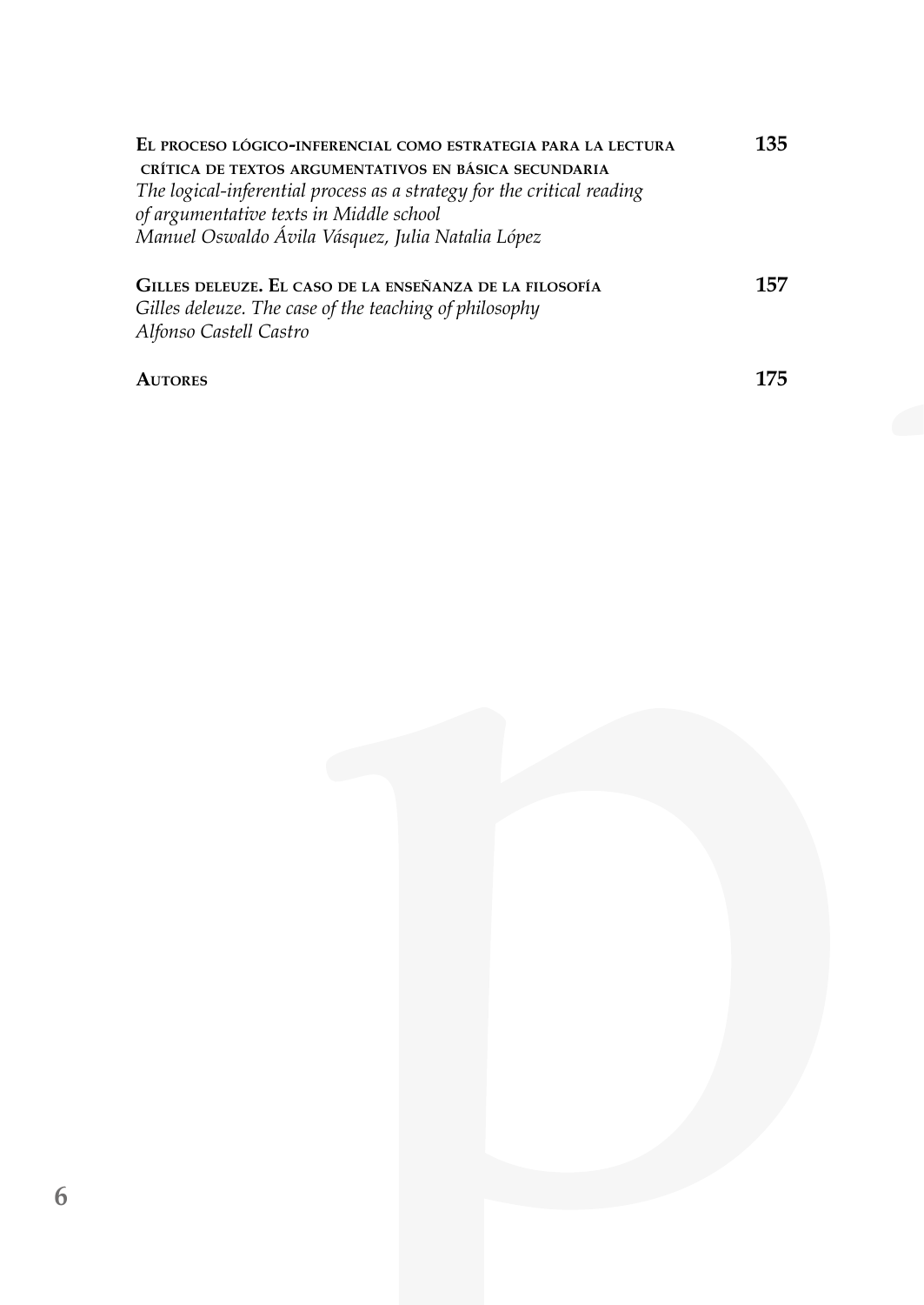**El proceso lógico-inferencial como estrategia para la lectura crítica de textos argumentativos en básica secundaria** **135**
*The logical-inferential process as a strategy for the critical reading of argumentative texts in Middle school*
*Manuel Oswaldo Ávila Vásquez, Julia Natalia López*

**Gilles deleuze. El caso de la enseñanza de la filosofía** **157**
*Gilles deleuze. The case of the teaching of philosophy*
*Alfonso Castell Castro*

**Autores** **175**